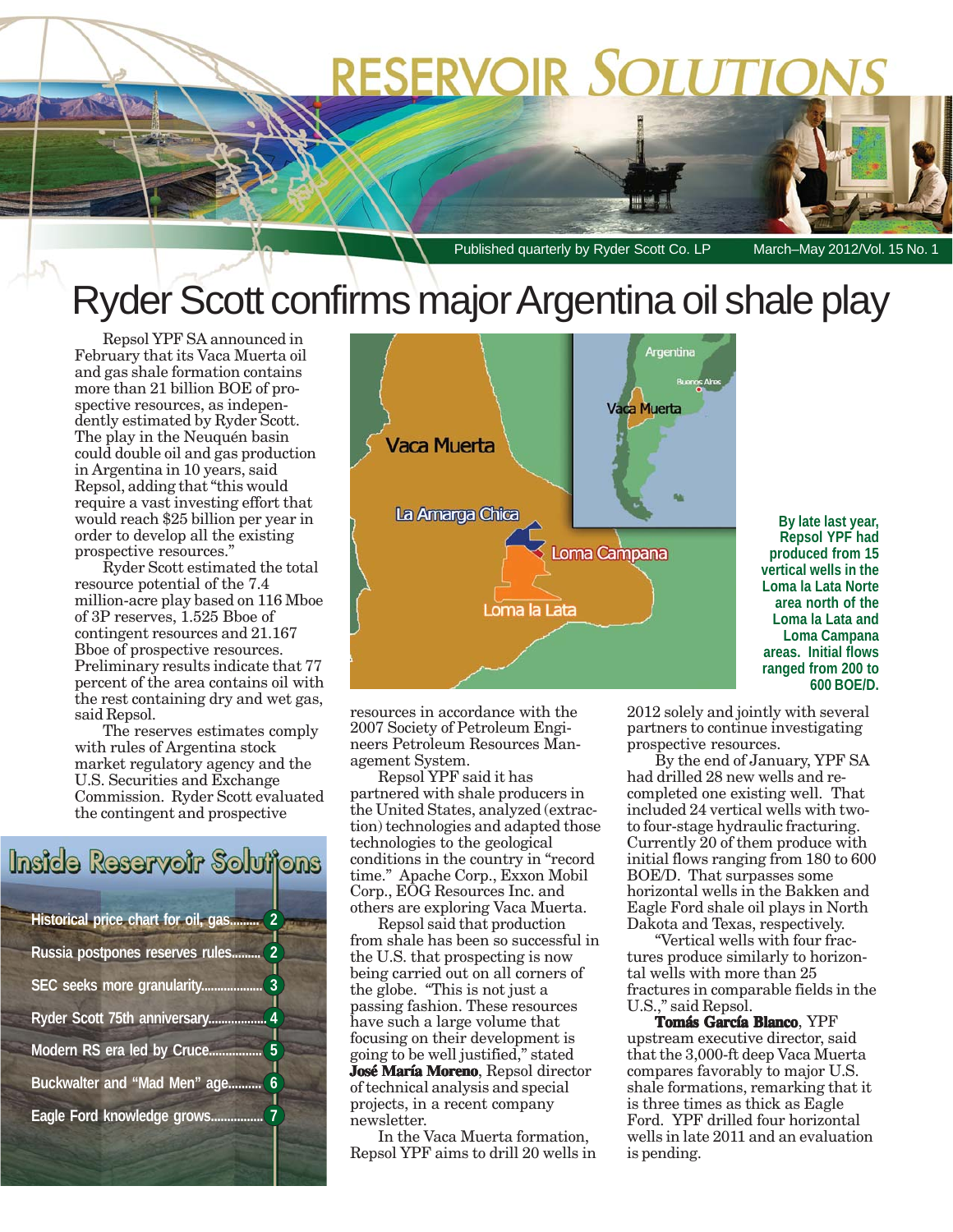# RESERVOIR SOLUTIONS

Published quarterly by Ryder Scott Co. LP — March–May 2012/Vol. 15 No. 1

# Ryder Scott confirms major Argentina oil shale play

Repsol YPF SA announced in February that its Vaca Muerta oil and gas shale formation contains more than 21 billion BOE of prospective resources, as independently estimated by Ryder Scott. The play in the Neuquén basin could double oil and gas production in Argentina in 10 years, said Repsol, adding that "this would require a vast investing effort that would reach $25 billion per year in order to develop all the existing prospective resources."

Ryder Scott estimated the total resource potential of the 7.4 million-acre play based on 116 Mboe of 3P reserves, 1.525 Bboe of contingent resources and 21.167 Bboe of prospective resources. Preliminary results indicate that 77 percent of the area contains oil with the rest containing dry and wet gas, said Repsol.

The reserves estimates comply with rules of Argentina stock market regulatory agency and the U.S. Securities and Exchange Commission. Ryder Scott evaluated the contingent and prospective resources in accordance with the 2007 Society of Petroleum Engineers Petroleum Resources Management System.

Repsol YPF said it has partnered with shale producers in the United States, analyzed (extraction) technologies and adapted those technologies to the geological conditions in the country in "record time." Apache Corp., Exxon Mobil Corp., EOG Resources Inc. and others are exploring Vaca Muerta.

Repsol said that production from shale has been so successful in the U.S. that prospecting is now being carried out on all corners of the globe. "This is not just a passing fashion. These resources have such a large volume that focusing on their development is going to be well justified," stated **José María Moreno**, Repsol director of technical analysis and special projects, in a recent company newsletter.

In the Vaca Muerta formation, Repsol YPF aims to drill 20 wells in 2012 solely and jointly with several partners to continue investigating prospective resources.

By the end of January, YPF SA had drilled 28 new wells and recompleted one existing well. That included 24 vertical wells with two- to four-stage hydraulic fracturing. Currently 20 of them produce with initial flows ranging from 180 to 600 BOE/D. That surpasses some horizontal wells in the Bakken and Eagle Ford shale oil plays in North Dakota and Texas, respectively.

"Vertical wells with four fractures produce similarly to horizontal wells with more than 25 fractures in comparable fields in the U.S.," said Repsol.

**Tomás García Blanco**, YPF upstream executive director, said that the 3,000-ft deep Vaca Muerta compares favorably to major U.S. shale formations, remarking that it is three times as thick as Eagle Ford. YPF drilled four horizontal wells in late 2011 and an evaluation is pending.

Map labels: Argentina, Buenos Aires, Vaca Muerta, La Amarga Chica, Loma Campana, Loma la Lata

**By late last year, Repsol YPF had produced from 15 vertical wells in the Loma la Lata Norte area north of the Loma la Lata and Loma Campana areas. Initial flows ranged from 200 to 600 BOE/D.**

## Inside Reservoir Solutions

- Historical price chart for oil, gas......... 2
- Russia postpones reserves rules......... 2
- SEC seeks more granularity................... 3
- Ryder Scott 75th anniversary................. 4
- Modern RS era led by Cruce................ 5
- Buckwalter and "Mad Men" age.......... 6
- Eagle Ford knowledge grows................ 7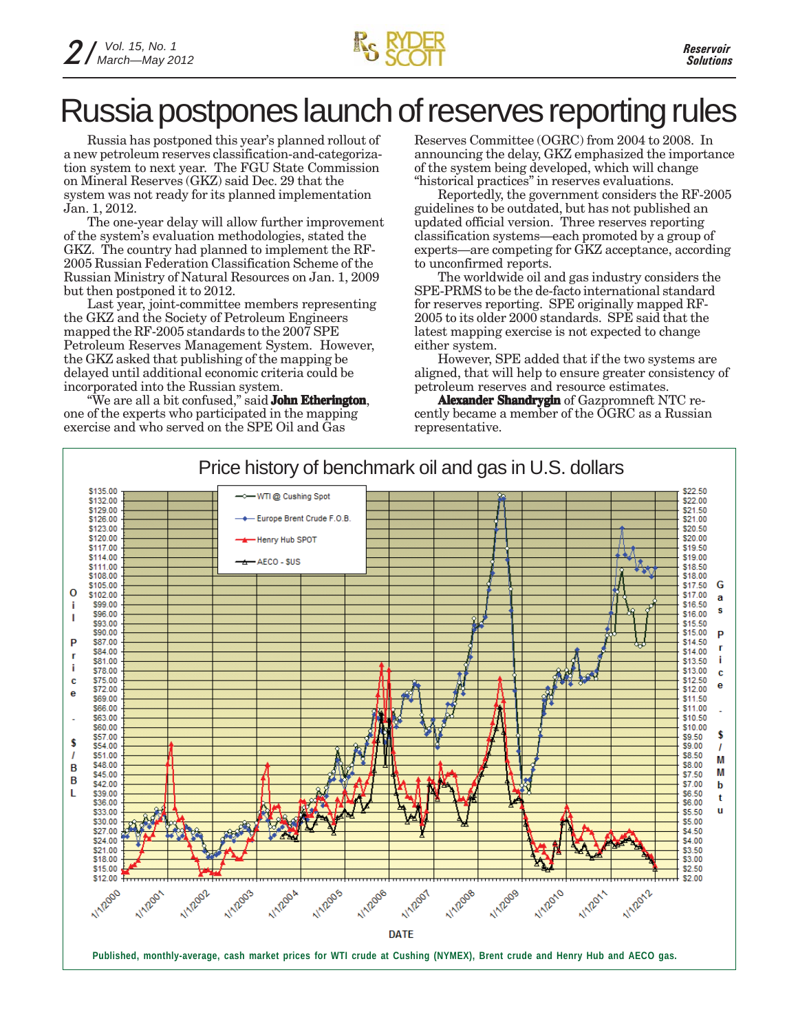# Russia postpones launch of reserves reporting rules

Russia has postponed this year's planned rollout of a new petroleum reserves classification-and-categorization system to next year. The FGU State Commission on Mineral Reserves (GKZ) said Dec. 29 that the system was not ready for its planned implementation Jan. 1, 2012.

The one-year delay will allow further improvement of the system's evaluation methodologies, stated the GKZ. The country had planned to implement the RF-2005 Russian Federation Classification Scheme of the Russian Ministry of Natural Resources on Jan. 1, 2009 but then postponed it to 2012.

Last year, joint-committee members representing the GKZ and the Society of Petroleum Engineers mapped the RF-2005 standards to the 2007 SPE Petroleum Reserves Management System. However, the GKZ asked that publishing of the mapping be delayed until additional economic criteria could be incorporated into the Russian system.

"We are all a bit confused," said **John Etherington**, one of the experts who participated in the mapping exercise and who served on the SPE Oil and Gas Reserves Committee (OGRC) from 2004 to 2008. In announcing the delay, GKZ emphasized the importance of the system being developed, which will change "historical practices" in reserves evaluations.

Reportedly, the government considers the RF-2005 guidelines to be outdated, but has not published an updated official version. Three reserves reporting classification systems—each promoted by a group of experts—are competing for GKZ acceptance, according to unconfirmed reports.

The worldwide oil and gas industry considers the SPE-PRMS to be the de-facto international standard for reserves reporting. SPE originally mapped RF-2005 to its older 2000 standards. SPE said that the latest mapping exercise is not expected to change either system.

However, SPE added that if the two systems are aligned, that will help to ensure greater consistency of petroleum reserves and resource estimates.

**Alexander Shandrygin** of Gazpromneft NTC recently became a member of the OGRC as a Russian representative.

Price history of benchmark oil and gas in U.S. dollars

Published, monthly-average, cash market prices for WTI crude at Cushing (NYMEX), Brent crude and Henry Hub and AECO gas.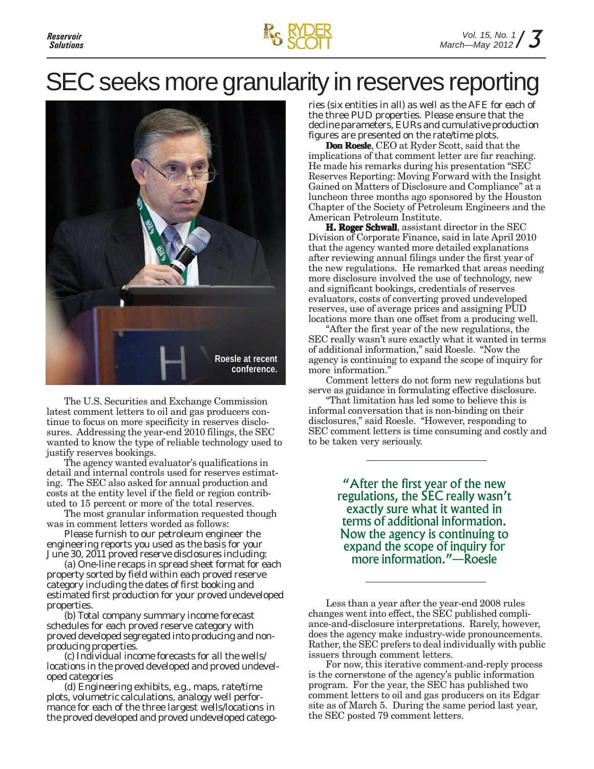# SEC seeks more granularity in reserves reporting

Roesle at recent conference.

The U.S. Securities and Exchange Commission latest comment letters to oil and gas producers continue to focus on more specificity in reserves disclosures. Addressing the year-end 2010 filings, the SEC wanted to know the type of reliable technology used to justify reserves bookings.

The agency wanted evaluator's qualifications in detail and internal controls used for reserves estimating. The SEC also asked for annual production and costs at the entity level if the field or region contributed to 15 percent or more of the total reserves.

The most granular information requested though was in comment letters worded as follows:

Please furnish to our petroleum engineer the engineering reports you used as the basis for your June 30, 2011 proved reserve disclosures including:

(a) One-line recaps in spread sheet format for each property sorted by field within each proved reserve category including the dates of first booking and estimated first production for your proved undeveloped properties.

(b) Total company summary income forecast schedules for each proved reserve category with proved developed segregated into producing and non-producing properties.

(c) Individual income forecasts for all the wells/locations in the proved developed and proved undeveloped categories

(d) Engineering exhibits, e.g., maps, rate/time plots, volumetric calculations, analogy well performance for each of the three largest wells/locations in the proved developed and proved undeveloped categories (six entities in all) as well as the AFE for each of the three PUD properties. Please ensure that the decline parameters, EURs and cumulative production figures are presented on the rate/time plots.

**Don Roesle**, CEO at Ryder Scott, said that the implications of that comment letter are far reaching. He made his remarks during his presentation "SEC Reserves Reporting: Moving Forward with the Insight Gained on Matters of Disclosure and Compliance" at a luncheon three months ago sponsored by the Houston Chapter of the Society of Petroleum Engineers and the American Petroleum Institute.

**H. Roger Schwall**, assistant director in the SEC Division of Corporate Finance, said in late April 2010 that the agency wanted more detailed explanations after reviewing annual filings under the first year of the new regulations. He remarked that areas needing more disclosure involved the use of technology, new and significant bookings, credentials of reserves evaluators, costs of converting proved undeveloped reserves, use of average prices and assigning PUD locations more than one offset from a producing well.

"After the first year of the new regulations, the SEC really wasn't sure exactly what it wanted in terms of additional information," said Roesle. "Now the agency is continuing to expand the scope of inquiry for more information."

Comment letters do not form new regulations but serve as guidance in formulating effective disclosure.

"That limitation has led some to believe this is informal conversation that is non-binding on their disclosures," said Roesle. "However, responding to SEC comment letters is time consuming and costly and to be taken very seriously.

> "After the first year of the new regulations, the SEC really wasn't exactly sure what it wanted in terms of additional information. Now the agency is continuing to expand the scope of inquiry for more information."—Roesle

Less than a year after the year-end 2008 rules changes went into effect, the SEC published compliance-and-disclosure interpretations. Rarely, however, does the agency make industry-wide pronouncements. Rather, the SEC prefers to deal individually with public issuers through comment letters.

For now, this iterative comment-and-reply process is the cornerstone of the agency's public information program. For the year, the SEC has published two comment letters to oil and gas producers on its Edgar site as of March 5. During the same period last year, the SEC posted 79 comment letters.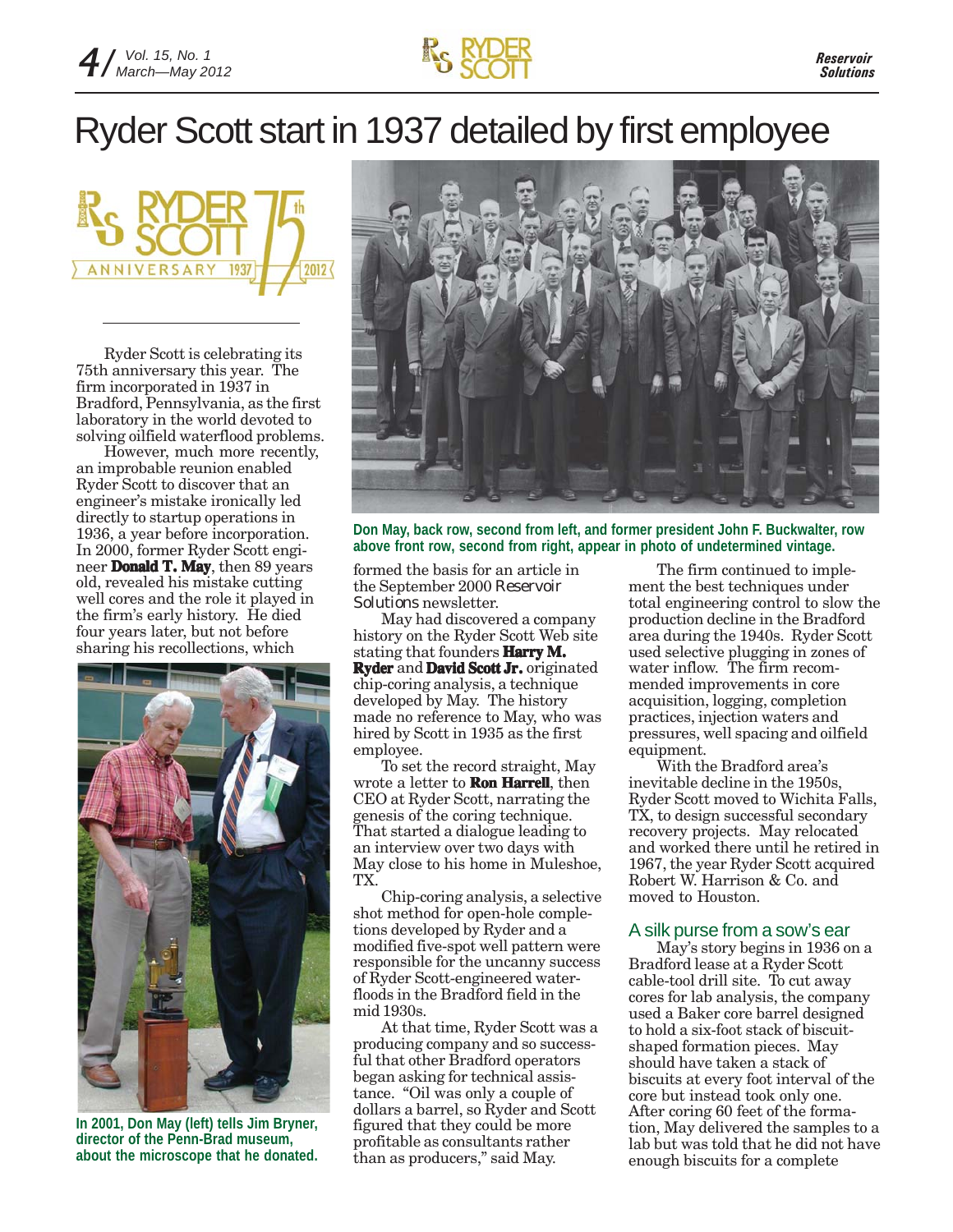# Ryder Scott start in 1937 detailed by first employee

Ryder Scott is celebrating its 75th anniversary this year. The firm incorporated in 1937 in Bradford, Pennsylvania, as the first laboratory in the world devoted to solving oilfield waterflood problems.

However, much more recently, an improbable reunion enabled Ryder Scott to discover that an engineer's mistake ironically led directly to startup operations in 1936, a year before incorporation. In 2000, former Ryder Scott engineer **Donald T. May**, then 89 years old, revealed his mistake cutting well cores and the role it played in the firm's early history. He died four years later, but not before sharing his recollections, which formed the basis for an article in the September 2000 *Reservoir Solutions* newsletter.

In 2001, Don May (left) tells Jim Bryner, director of the Penn-Brad museum, about the microscope that he donated.

Don May, back row, second from left, and former president John F. Buckwalter, row above front row, second from right, appear in photo of undetermined vintage.

May had discovered a company history on the Ryder Scott Web site stating that founders **Harry M. Ryder** and **David Scott Jr.** originated chip-coring analysis, a technique developed by May. The history made no reference to May, who was hired by Scott in 1935 as the first employee.

To set the record straight, May wrote a letter to **Ron Harrell**, then CEO at Ryder Scott, narrating the genesis of the coring technique. That started a dialogue leading to an interview over two days with May close to his home in Muleshoe, TX.

Chip-coring analysis, a selective shot method for open-hole completions developed by Ryder and a modified five-spot well pattern were responsible for the uncanny success of Ryder Scott-engineered waterfloods in the Bradford field in the mid 1930s.

At that time, Ryder Scott was a producing company and so successful that other Bradford operators began asking for technical assistance. "Oil was only a couple of dollars a barrel, so Ryder and Scott figured that they could be more profitable as consultants rather than as producers," said May.

The firm continued to implement the best techniques under total engineering control to slow the production decline in the Bradford area during the 1940s. Ryder Scott used selective plugging in zones of water inflow. The firm recommended improvements in core acquisition, logging, completion practices, injection waters and pressures, well spacing and oilfield equipment.

With the Bradford area's inevitable decline in the 1950s, Ryder Scott moved to Wichita Falls, TX, to design successful secondary recovery projects. May relocated and worked there until he retired in 1967, the year Ryder Scott acquired Robert W. Harrison & Co. and moved to Houston.

## A silk purse from a sow's ear

May's story begins in 1936 on a Bradford lease at a Ryder Scott cable-tool drill site. To cut away cores for lab analysis, the company used a Baker core barrel designed to hold a six-foot stack of biscuit-shaped formation pieces. May should have taken a stack of biscuits at every foot interval of the core but instead took only one. After coring 60 feet of the formation, May delivered the samples to a lab but was told that he did not have enough biscuits for a complete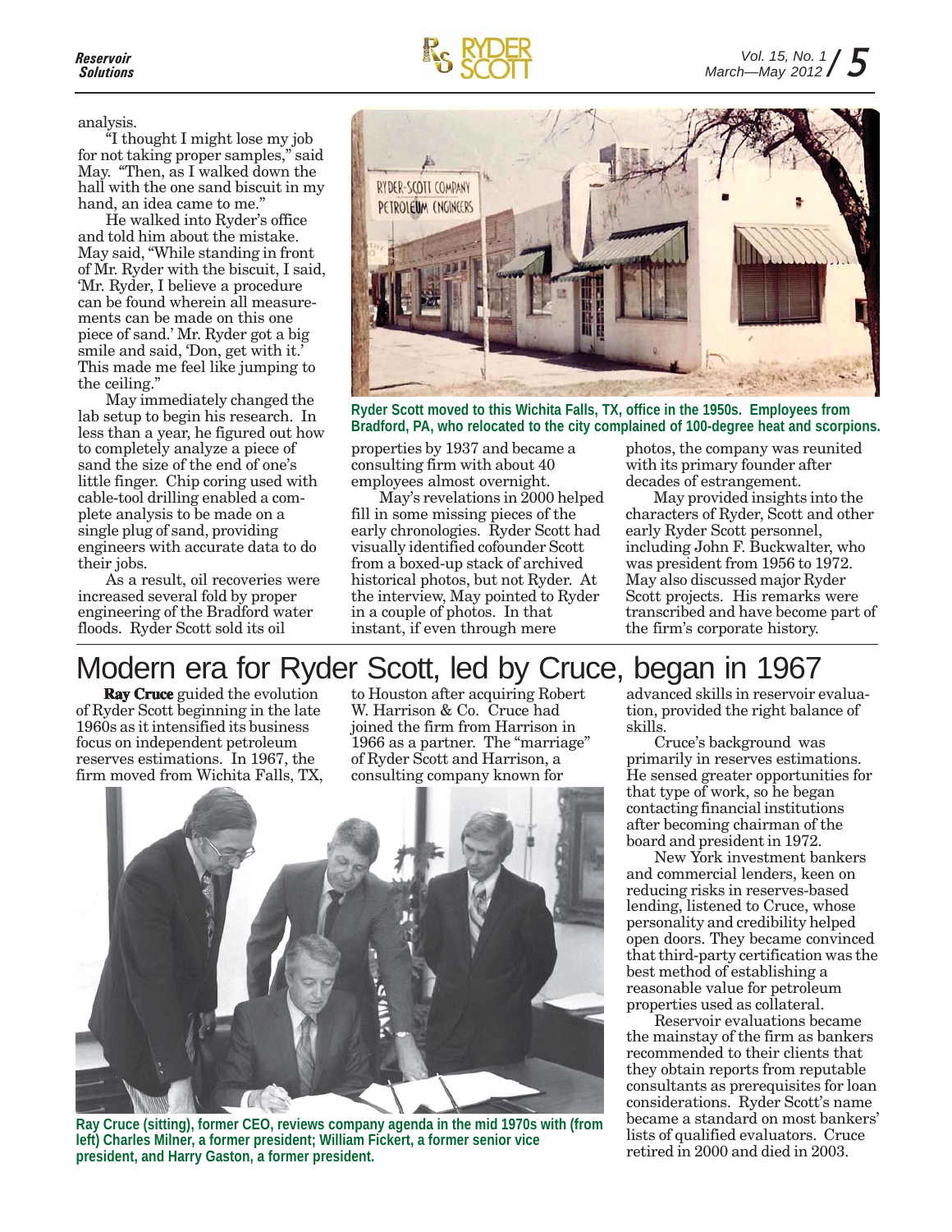analysis.

"I thought I might lose my job for not taking proper samples," said May. "Then, as I walked down the hall with the one sand biscuit in my hand, an idea came to me."

He walked into Ryder's office and told him about the mistake. May said, "While standing in front of Mr. Ryder with the biscuit, I said, 'Mr. Ryder, I believe a procedure can be found wherein all measurements can be made on this one piece of sand.' Mr. Ryder got a big smile and said, 'Don, get with it.' This made me feel like jumping to the ceiling."

May immediately changed the lab setup to begin his research. In less than a year, he figured out how to completely analyze a piece of sand the size of the end of one's little finger. Chip coring used with cable-tool drilling enabled a complete analysis to be made on a single plug of sand, providing engineers with accurate data to do their jobs.

As a result, oil recoveries were increased several fold by proper engineering of the Bradford water floods. Ryder Scott sold its oil properties by 1937 and became a consulting firm with about 40 employees almost overnight.

May's revelations in 2000 helped fill in some missing pieces of the early chronologies. Ryder Scott had visually identified cofounder Scott from a boxed-up stack of archived historical photos, but not Ryder. At the interview, May pointed to Ryder in a couple of photos. In that instant, if even through mere photos, the company was reunited with its primary founder after decades of estrangement.

May provided insights into the characters of Ryder, Scott and other early Ryder Scott personnel, including John F. Buckwalter, who was president from 1956 to 1972. May also discussed major Ryder Scott projects. His remarks were transcribed and have become part of the firm's corporate history.

Ryder Scott moved to this Wichita Falls, TX, office in the 1950s. Employees from Bradford, PA, who relocated to the city complained of 100-degree heat and scorpions.

# Modern era for Ryder Scott, led by Cruce, began in 1967

**Ray Cruce** guided the evolution of Ryder Scott beginning in the late 1960s as it intensified its business focus on independent petroleum reserves estimations. In 1967, the firm moved from Wichita Falls, TX, to Houston after acquiring Robert W. Harrison & Co. Cruce had joined the firm from Harrison in 1966 as a partner. The "marriage" of Ryder Scott and Harrison, a consulting company known for advanced skills in reservoir evaluation, provided the right balance of skills.

Cruce's background was primarily in reserves estimations. He sensed greater opportunities for that type of work, so he began contacting financial institutions after becoming chairman of the board and president in 1972.

New York investment bankers and commercial lenders, keen on reducing risks in reserves-based lending, listened to Cruce, whose personality and credibility helped open doors. They became convinced that third-party certification was the best method of establishing a reasonable value for petroleum properties used as collateral.

Reservoir evaluations became the mainstay of the firm as bankers recommended to their clients that they obtain reports from reputable consultants as prerequisites for loan considerations. Ryder Scott's name became a standard on most bankers' lists of qualified evaluators. Cruce retired in 2000 and died in 2003.

Ray Cruce (sitting), former CEO, reviews company agenda in the mid 1970s with (from left) Charles Milner, a former president; William Fickert, a former senior vice president, and Harry Gaston, a former president.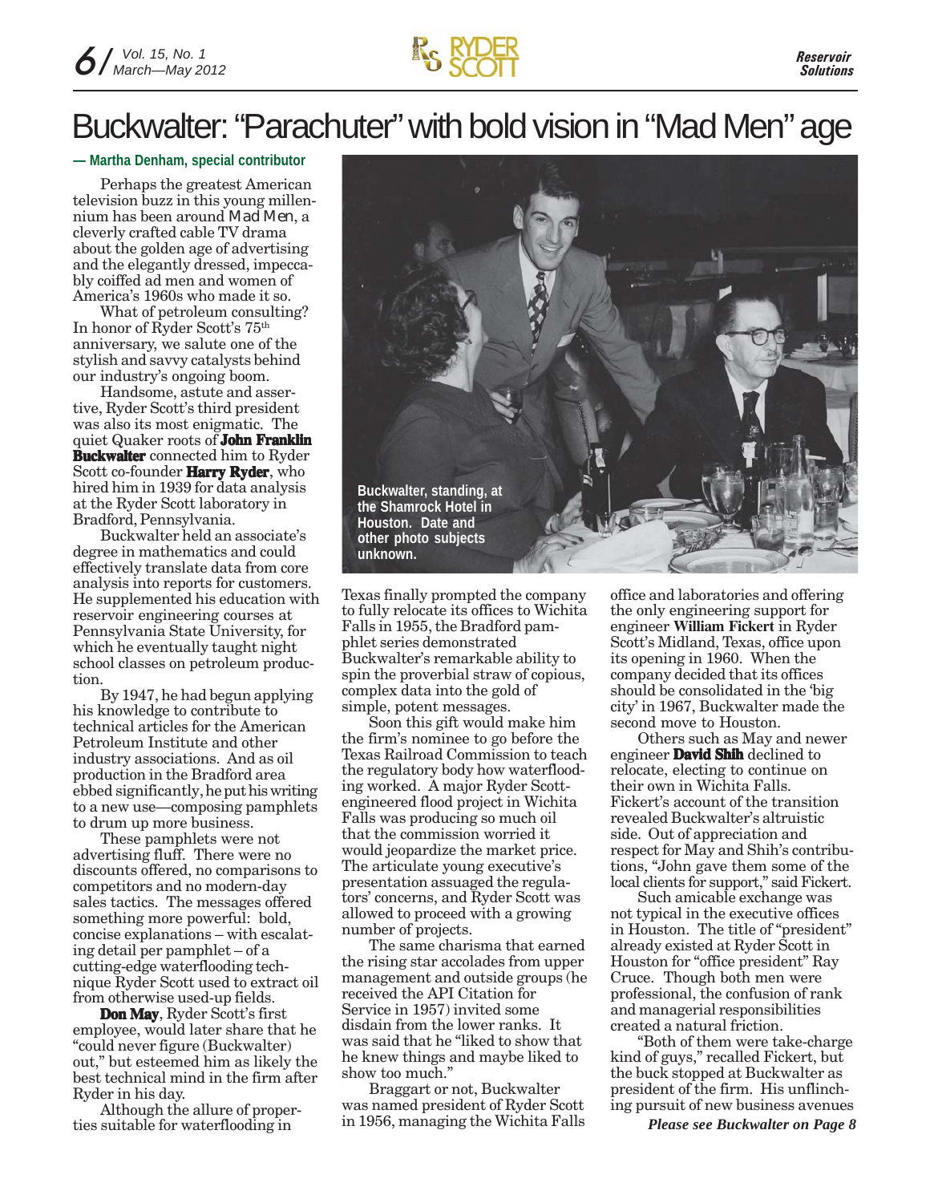# Buckwalter: "Parachuter" with bold vision in "Mad Men" age

**— Martha Denham, special contributor**

Perhaps the greatest American television buzz in this young millennium has been around *Mad Men*, a cleverly crafted cable TV drama about the golden age of advertising and the elegantly dressed, impeccably coiffed ad men and women of America's 1960s who made it so.

What of petroleum consulting? In honor of Ryder Scott's 75th anniversary, we salute one of the stylish and savvy catalysts behind our industry's ongoing boom.

Handsome, astute and assertive, Ryder Scott's third president was also its most enigmatic. The quiet Quaker roots of **John Franklin Buckwalter** connected him to Ryder Scott co-founder **Harry Ryder**, who hired him in 1939 for data analysis at the Ryder Scott laboratory in Bradford, Pennsylvania.

Buckwalter held an associate's degree in mathematics and could effectively translate data from core analysis into reports for customers. He supplemented his education with reservoir engineering courses at Pennsylvania State University, for which he eventually taught night school classes on petroleum production.

By 1947, he had begun applying his knowledge to contribute to technical articles for the American Petroleum Institute and other industry associations. And as oil production in the Bradford area ebbed significantly, he put his writing to a new use—composing pamphlets to drum up more business.

These pamphlets were not advertising fluff. There were no discounts offered, no comparisons to competitors and no modern-day sales tactics. The messages offered something more powerful: bold, concise explanations – with escalating detail per pamphlet – of a cutting-edge waterflooding technique Ryder Scott used to extract oil from otherwise used-up fields.

**Don May**, Ryder Scott's first employee, would later share that he "could never figure (Buckwalter) out," but esteemed him as likely the best technical mind in the firm after Ryder in his day.

Although the allure of properties suitable for waterflooding in Texas finally prompted the company to fully relocate its offices to Wichita Falls in 1955, the Bradford pamphlet series demonstrated Buckwalter's remarkable ability to spin the proverbial straw of copious, complex data into the gold of simple, potent messages.

Buckwalter, standing, at the Shamrock Hotel in Houston. Date and other photo subjects unknown.

Soon this gift would make him the firm's nominee to go before the Texas Railroad Commission to teach the regulatory body how waterflooding worked. A major Ryder Scott-engineered flood project in Wichita Falls was producing so much oil that the commission worried it would jeopardize the market price. The articulate young executive's presentation assuaged the regulators' concerns, and Ryder Scott was allowed to proceed with a growing number of projects.

The same charisma that earned the rising star accolades from upper management and outside groups (he received the API Citation for Service in 1957) invited some disdain from the lower ranks. It was said that he "liked to show that he knew things and maybe liked to show too much."

Braggart or not, Buckwalter was named president of Ryder Scott in 1956, managing the Wichita Falls office and laboratories and offering the only engineering support for engineer **William Fickert** in Ryder Scott's Midland, Texas, office upon its opening in 1960. When the company decided that its offices should be consolidated in the 'big city' in 1967, Buckwalter made the second move to Houston.

Others such as May and newer engineer **David Shih** declined to relocate, electing to continue on their own in Wichita Falls. Fickert's account of the transition revealed Buckwalter's altruistic side. Out of appreciation and respect for May and Shih's contributions, "John gave them some of the local clients for support," said Fickert.

Such amicable exchange was not typical in the executive offices in Houston. The title of "president" already existed at Ryder Scott in Houston for "office president" Ray Cruce. Though both men were professional, the confusion of rank and managerial responsibilities created a natural friction.

"Both of them were take-charge kind of guys," recalled Fickert, but the buck stopped at Buckwalter as president of the firm. His unflinching pursuit of new business avenues

***Please see Buckwalter on Page 8***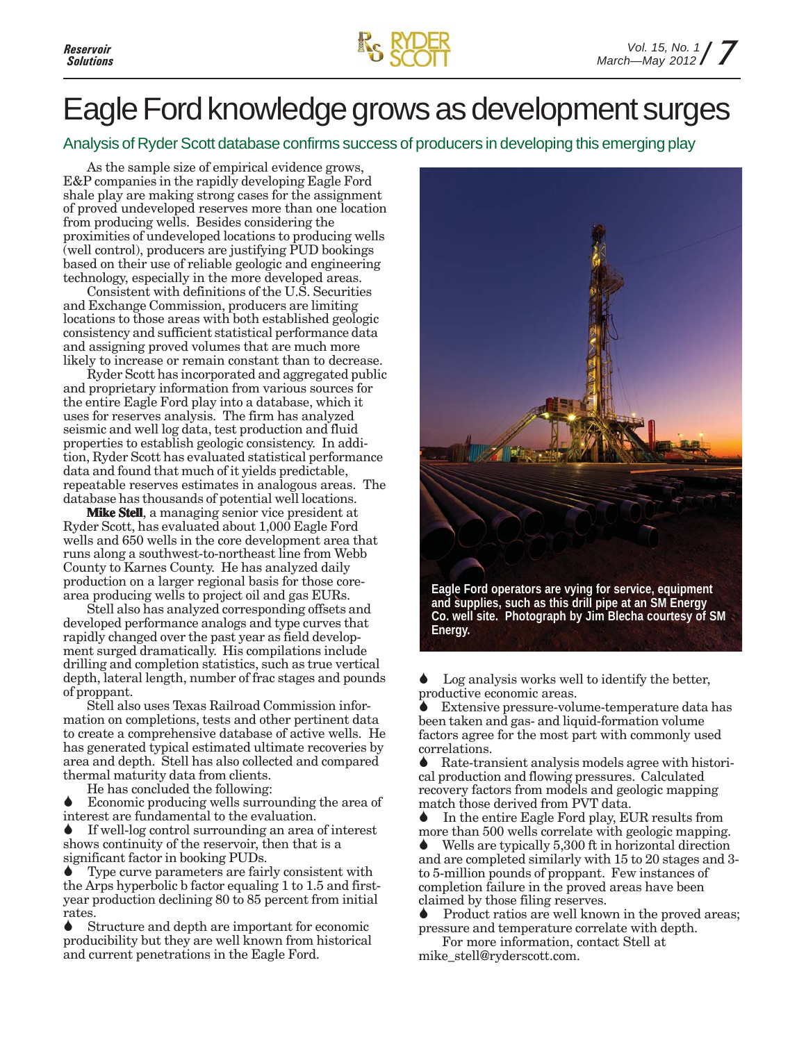// Eagle Ford knowledge grows as development surges

# Eagle Ford knowledge grows as development surges

## Analysis of Ryder Scott database confirms success of producers in developing this emerging play

As the sample size of empirical evidence grows, E&P companies in the rapidly developing Eagle Ford shale play are making strong cases for the assignment of proved undeveloped reserves more than one location from producing wells. Besides considering the proximities of undeveloped locations to producing wells (well control), producers are justifying PUD bookings based on their use of reliable geologic and engineering technology, especially in the more developed areas.

Consistent with definitions of the U.S. Securities and Exchange Commission, producers are limiting locations to those areas with both established geologic consistency and sufficient statistical performance data and assigning proved volumes that are much more likely to increase or remain constant than to decrease.

Ryder Scott has incorporated and aggregated public and proprietary information from various sources for the entire Eagle Ford play into a database, which it uses for reserves analysis. The firm has analyzed seismic and well log data, test production and fluid properties to establish geologic consistency. In addition, Ryder Scott has evaluated statistical performance data and found that much of it yields predictable, repeatable reserves estimates in analogous areas. The database has thousands of potential well locations.

**Mike Stell**, a managing senior vice president at Ryder Scott, has evaluated about 1,000 Eagle Ford wells and 650 wells in the core development area that runs along a southwest-to-northeast line from Webb County to Karnes County. He has analyzed daily production on a larger regional basis for those core-area producing wells to project oil and gas EURs.

Stell also has analyzed corresponding offsets and developed performance analogs and type curves that rapidly changed over the past year as field development surged dramatically. His compilations include drilling and completion statistics, such as true vertical depth, lateral length, number of frac stages and pounds of proppant.

Stell also uses Texas Railroad Commission information on completions, tests and other pertinent data to create a comprehensive database of active wells. He has generated typical estimated ultimate recoveries by area and depth. Stell has also collected and compared thermal maturity data from clients.

He has concluded the following:

- Economic producing wells surrounding the area of interest are fundamental to the evaluation.
- If well-log control surrounding an area of interest shows continuity of the reservoir, then that is a significant factor in booking PUDs.
- Type curve parameters are fairly consistent with the Arps hyperbolic b factor equaling 1 to 1.5 and first-year production declining 80 to 85 percent from initial rates.
- Structure and depth are important for economic producibility but they are well known from historical and current penetrations in the Eagle Ford.

Eagle Ford operators are vying for service, equipment and supplies, such as this drill pipe at an SM Energy Co. well site. Photograph by Jim Blecha courtesy of SM Energy.

- Log analysis works well to identify the better, productive economic areas.
- Extensive pressure-volume-temperature data has been taken and gas- and liquid-formation volume factors agree for the most part with commonly used correlations.
- Rate-transient analysis models agree with historical production and flowing pressures. Calculated recovery factors from models and geologic mapping match those derived from PVT data.
- In the entire Eagle Ford play, EUR results from more than 500 wells correlate with geologic mapping.
- Wells are typically 5,300 ft in horizontal direction and are completed similarly with 15 to 20 stages and 3- to 5-million pounds of proppant. Few instances of completion failure in the proved areas have been claimed by those filing reserves.
- Product ratios are well known in the proved areas; pressure and temperature correlate with depth.

For more information, contact Stell at mike_stell@ryderscott.com.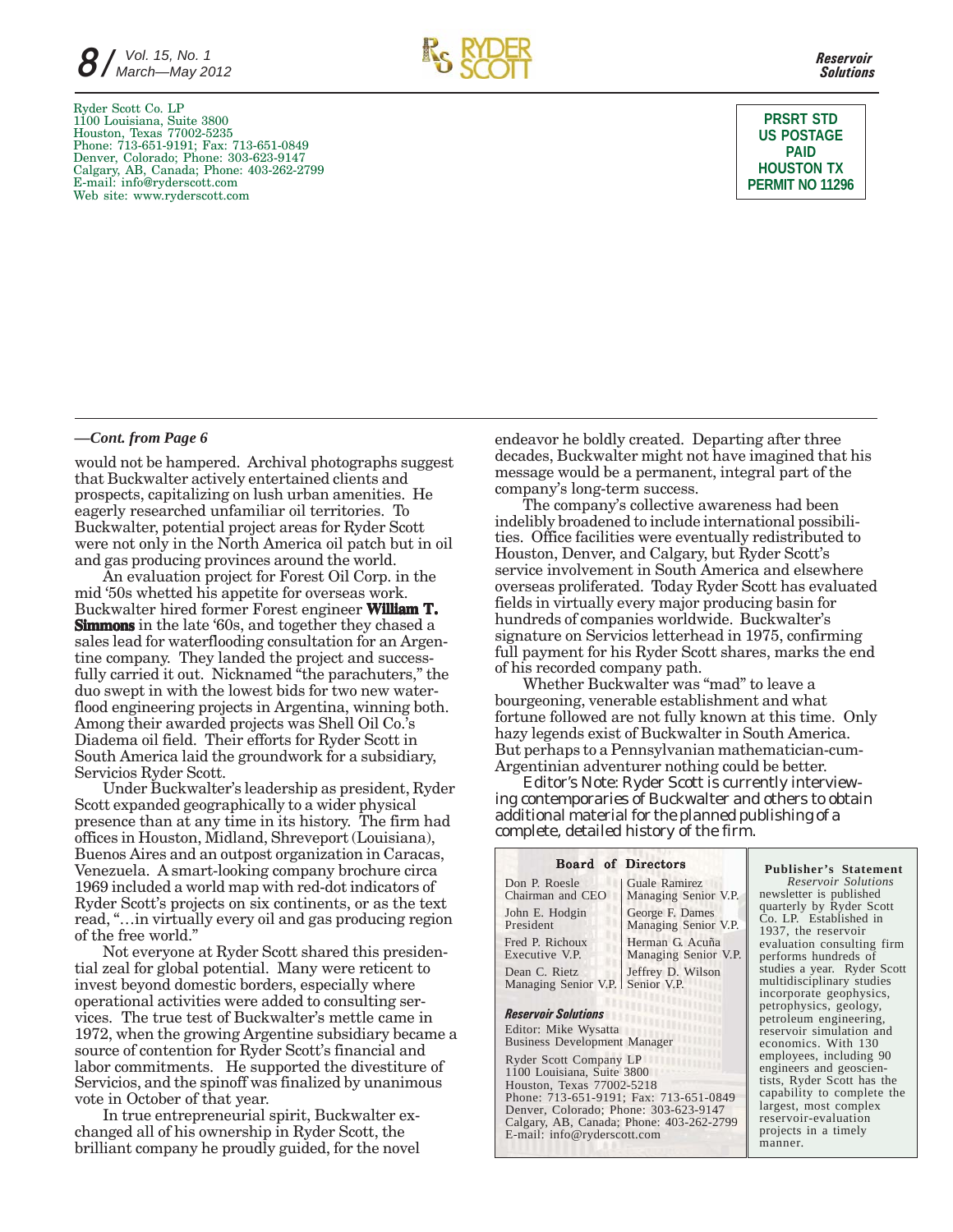Ryder Scott Co. LP
1100 Louisiana, Suite 3800
Houston, Texas 77002-5235
Phone: 713-651-9191; Fax: 713-651-0849
Denver, Colorado; Phone: 303-623-9147
Calgary, AB, Canada; Phone: 403-262-2799
E-mail: info@ryderscott.com
Web site: www.ryderscott.com

PRSRT STD
US POSTAGE
PAID
HOUSTON TX
PERMIT NO 11296

*—Cont. from Page 6*

would not be hampered. Archival photographs suggest that Buckwalter actively entertained clients and prospects, capitalizing on lush urban amenities. He eagerly researched unfamiliar oil territories. To Buckwalter, potential project areas for Ryder Scott were not only in the North America oil patch but in oil and gas producing provinces around the world.

An evaluation project for Forest Oil Corp. in the mid '50s whetted his appetite for overseas work. Buckwalter hired former Forest engineer **William T. Simmons** in the late '60s, and together they chased a sales lead for waterflooding consultation for an Argentine company. They landed the project and successfully carried it out. Nicknamed "the parachuters," the duo swept in with the lowest bids for two new waterflood engineering projects in Argentina, winning both. Among their awarded projects was Shell Oil Co.'s Diadema oil field. Their efforts for Ryder Scott in South America laid the groundwork for a subsidiary, Servicios Ryder Scott.

Under Buckwalter's leadership as president, Ryder Scott expanded geographically to a wider physical presence than at any time in its history. The firm had offices in Houston, Midland, Shreveport (Louisiana), Buenos Aires and an outpost organization in Caracas, Venezuela. A smart-looking company brochure circa 1969 included a world map with red-dot indicators of Ryder Scott's projects on six continents, or as the text read, "…in virtually every oil and gas producing region of the free world."

Not everyone at Ryder Scott shared this presidential zeal for global potential. Many were reticent to invest beyond domestic borders, especially where operational activities were added to consulting services. The true test of Buckwalter's mettle came in 1972, when the growing Argentine subsidiary became a source of contention for Ryder Scott's financial and labor commitments. He supported the divestiture of Servicios, and the spinoff was finalized by unanimous vote in October of that year.

In true entrepreneurial spirit, Buckwalter exchanged all of his ownership in Ryder Scott, the brilliant company he proudly guided, for the novel endeavor he boldly created. Departing after three decades, Buckwalter might not have imagined that his message would be a permanent, integral part of the company's long-term success.

The company's collective awareness had been indelibly broadened to include international possibilities. Office facilities were eventually redistributed to Houston, Denver, and Calgary, but Ryder Scott's service involvement in South America and elsewhere overseas proliferated. Today Ryder Scott has evaluated fields in virtually every major producing basin for hundreds of companies worldwide. Buckwalter's signature on Servicios letterhead in 1975, confirming full payment for his Ryder Scott shares, marks the end of his recorded company path.

Whether Buckwalter was "mad" to leave a bourgeoning, venerable establishment and what fortune followed are not fully known at this time. Only hazy legends exist of Buckwalter in South America. But perhaps to a Pennsylvanian mathematician-cum-Argentinian adventurer nothing could be better.

*Editor's Note: Ryder Scott is currently interviewing contemporaries of Buckwalter and others to obtain additional material for the planned publishing of a complete, detailed history of the firm.*

**Board of Directors**

| | |
|---|---|
| Don P. Roesle<br>Chairman and CEO | Guale Ramirez<br>Managing Senior V.P. |
| John E. Hodgin<br>President | George F. Dames<br>Managing Senior V.P. |
| Fred P. Richoux<br>Executive V.P. | Herman G. Acuña<br>Managing Senior V.P. |
| Dean C. Rietz<br>Managing Senior V.P. | Jeffrey D. Wilson<br>Senior V.P. |

***Reservoir Solutions***

Editor: Mike Wysatta
Business Development Manager

Ryder Scott Company LP
1100 Louisiana, Suite 3800
Houston, Texas 77002-5218
Phone: 713-651-9191; Fax: 713-651-0849
Denver, Colorado; Phone: 303-623-9147
Calgary, AB, Canada; Phone: 403-262-2799
E-mail: info@ryderscott.com

**Publisher's Statement**

*Reservoir Solutions* newsletter is published quarterly by Ryder Scott Co. LP. Established in 1937, the reservoir evaluation consulting firm performs hundreds of studies a year. Ryder Scott multidisciplinary studies incorporate geophysics, petrophysics, geology, petroleum engineering, reservoir simulation and economics. With 130 employees, including 90 engineers and geoscientists, Ryder Scott has the capability to complete the largest, most complex reservoir-evaluation projects in a timely manner.